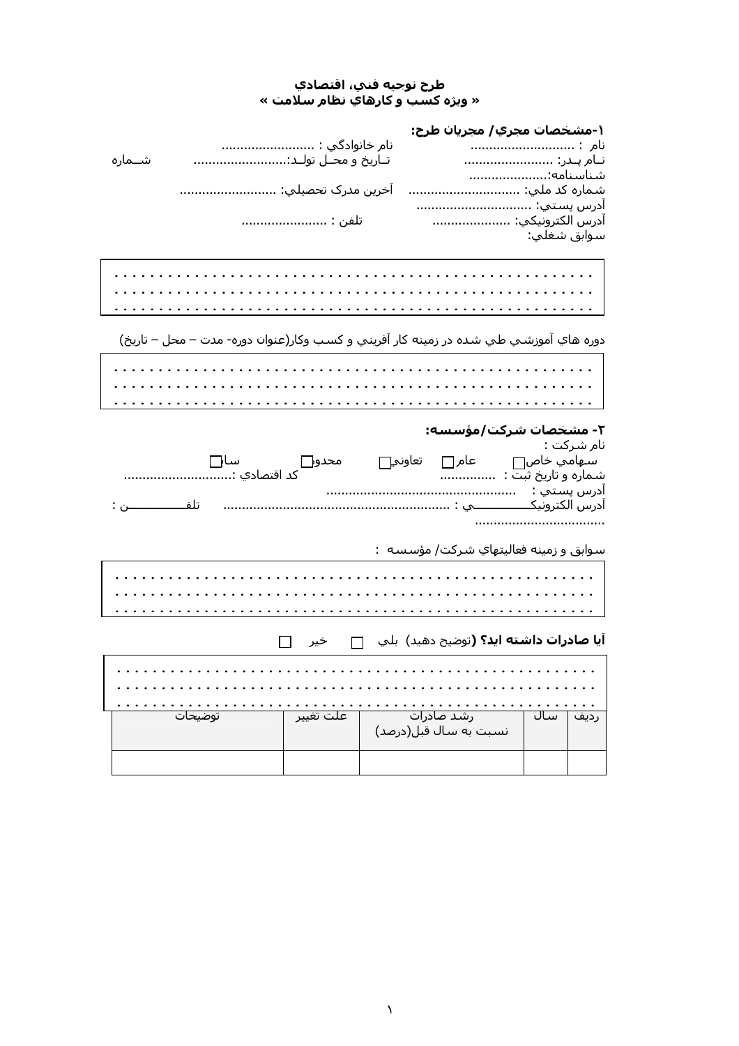**طرح توجيه فني، اقتصادي**
**« ويژه كسب و كارهاي نظام سلامت »**

**۱-مشخصات مجري/ مجريان طرح:**

نام : ............................ نام خانوادگي : .........................
نـام پـدر: ........................ تـاريخ و محـل تولـد:......................... شــماره شناسنامه:.....................
شماره كد ملي: ............................. آخرين مدرك تحصيلي: ..........................
آدرس پستي: ..............................
آدرس الكترونيكي: ..................... تلفن : .......................
سوابق شغلي:

.......................................................
.......................................................
.......................................................

دوره هاي آموزشي طي شده در زمينه كار آفريني و كسب وكار(عنوان دوره- مدت – محل – تاريخ)

.......................................................
.......................................................
.......................................................

**۲- مشخصات شركت/مؤسسه:**

نام شركت :
سهامي خاص☐ عام☐ تعاوني☐ محدود☐ ساير☐
شماره و تاريخ ثبت : ............... كد اقتصادي :.............................
آدرس پستي : ..................................................
آدرس الكترونيكـــــــــــي : ........................................................... تلفـــــــــــن : ..................................

سوابق و زمينه فعاليتهاي شركت/ مؤسسه :

.......................................................
.......................................................
.......................................................

**آيا صادرات داشته ايد؟** (توضيح دهيد) بلي ☐ خير ☐

.......................................................
.......................................................
.......................................................

| رديف | سال | رشد صادرات نسبت به سال قبل(درصد) | علت تغيير | توضيحات |
|---|---|---|---|---|
| | | | | |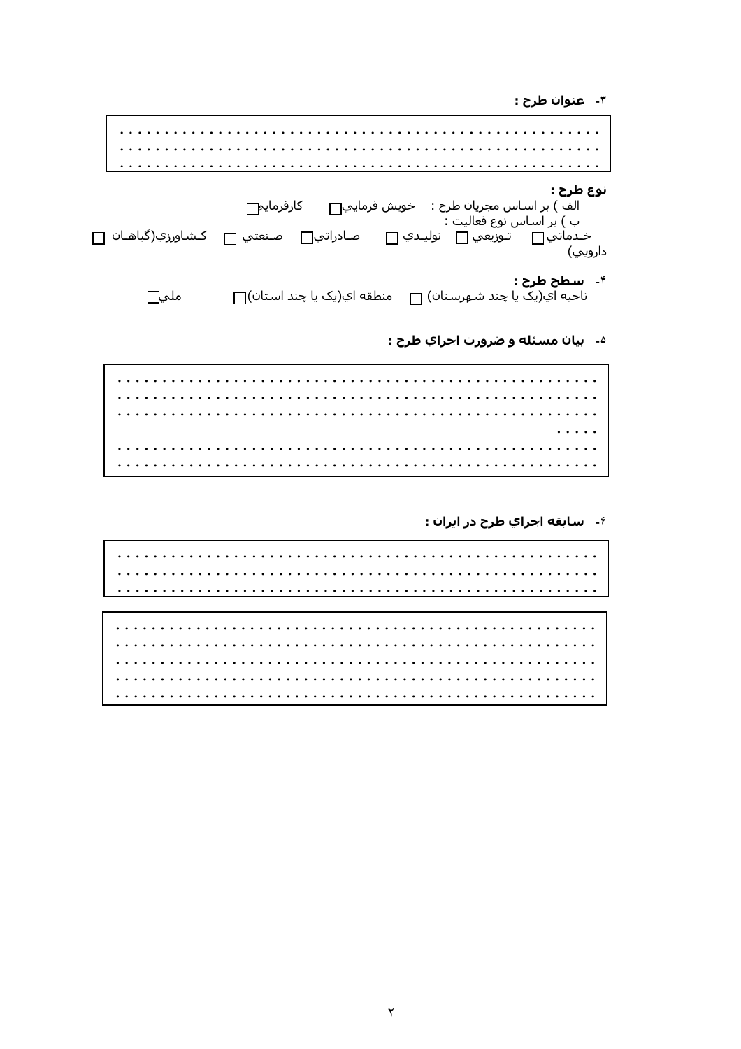۳- **عنوان طرح :**

.........................................................
.........................................................
.........................................................

**نوع طرح :**

الف ) بر اساس مجريان طرح :   خويش فرمايي☐   كارفرمايي☐

ب ) بر اساس نوع فعاليت :

خدماتي☐   توزيعي☐   توليدي☐   صادراتي☐   صنعتي☐   كشاورزي(گياهان دارويي)☐

۴- **سطح طرح :**

ناحيه اي(يک يا چند شهرستان)☐   منطقه اي(يک يا چند استان)☐   ملي☐

۵- **بيان مسئله و ضرورت اجراي طرح :**

.........................................................
.........................................................
.........................................................
.....
.........................................................
.........................................................

۶- **سابقه اجراي طرح در ايران :**

.........................................................
.........................................................
.........................................................

.........................................................
.........................................................
.........................................................
.........................................................
.........................................................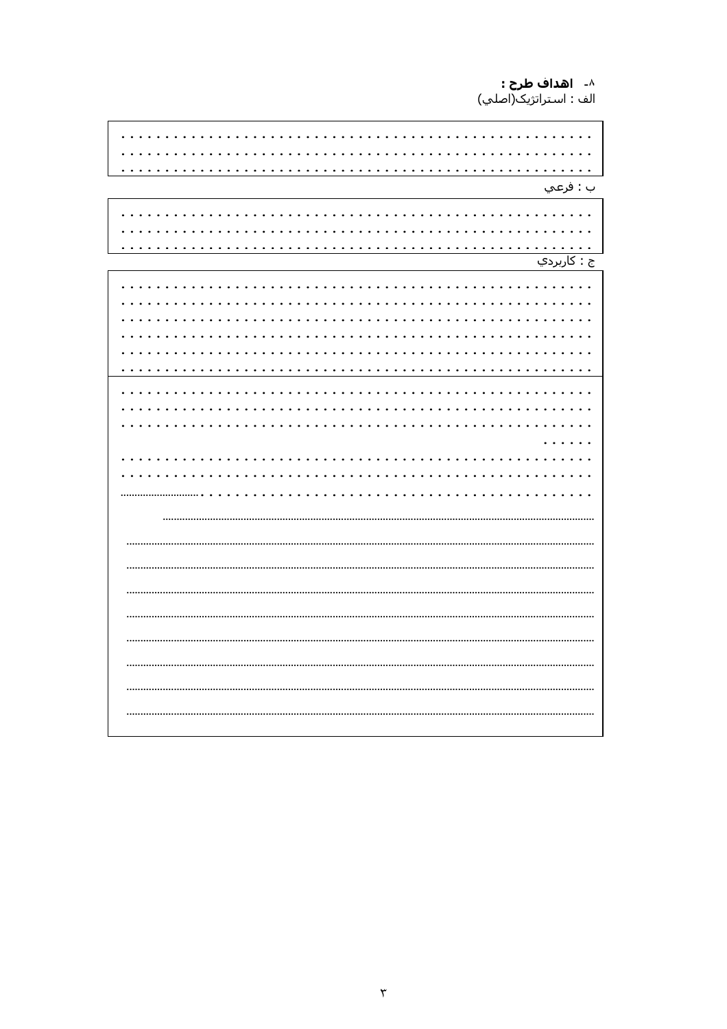**۸- اهداف طرح :**

الف : استراتژيک(اصلي)

| . . . . . . . . . . . . . . . . . . . . . . . . . . . . . . . . . . . . . . . . . . . . . . . . . . |
|---|
| . . . . . . . . . . . . . . . . . . . . . . . . . . . . . . . . . . . . . . . . . . . . . . . . . . |
| . . . . . . . . . . . . . . . . . . . . . . . . . . . . . . . . . . . . . . . . . . . . . . . . . . |

ب : فرعي

| . . . . . . . . . . . . . . . . . . . . . . . . . . . . . . . . . . . . . . . . . . . . . . . . . . |
|---|
| . . . . . . . . . . . . . . . . . . . . . . . . . . . . . . . . . . . . . . . . . . . . . . . . . . |
| . . . . . . . . . . . . . . . . . . . . . . . . . . . . . . . . . . . . . . . . . . . . . . . . . . |

ج : کاربردي

| . . . . . . . . . . . . . . . . . . . . . . . . . . . . . . . . . . . . . . . . . . . . . . . . . . |
|---|
| . . . . . . . . . . . . . . . . . . . . . . . . . . . . . . . . . . . . . . . . . . . . . . . . . . |
| . . . . . . . . . . . . . . . . . . . . . . . . . . . . . . . . . . . . . . . . . . . . . . . . . . |
| . . . . . . . . . . . . . . . . . . . . . . . . . . . . . . . . . . . . . . . . . . . . . . . . . . |
| . . . . . . . . . . . . . . . . . . . . . . . . . . . . . . . . . . . . . . . . . . . . . . . . . . |
| . . . . . . . . . . . . . . . . . . . . . . . . . . . . . . . . . . . . . . . . . . . . . . . . . . |
| . . . . . . . . . . . . . . . . . . . . . . . . . . . . . . . . . . . . . . . . . . . . . . . . . . |
| . . . . . . . . . . . . . . . . . . . . . . . . . . . . . . . . . . . . . . . . . . . . . . . . . . |
| . . . . . . . . . . . . . . . . . . . . . . . . . . . . . . . . . . . . . . . . . . . . . . . . . . |
| . . . . . . |
| . . . . . . . . . . . . . . . . . . . . . . . . . . . . . . . . . . . . . . . . . . . . . . . . . . |
| . . . . . . . . . . . . . . . . . . . . . . . . . . . . . . . . . . . . . . . . . . . . . . . . . . |
| . . . . . . . . . . . . . . . . . . . . . . . . . . . . . . . . . . . . . . . . . . . . . . . . . . |
| .......................................................................................................... |
| .......................................................................................................... |
| .......................................................................................................... |
| .......................................................................................................... |
| .......................................................................................................... |
| .......................................................................................................... |
| .......................................................................................................... |
| .......................................................................................................... |
| .......................................................................................................... |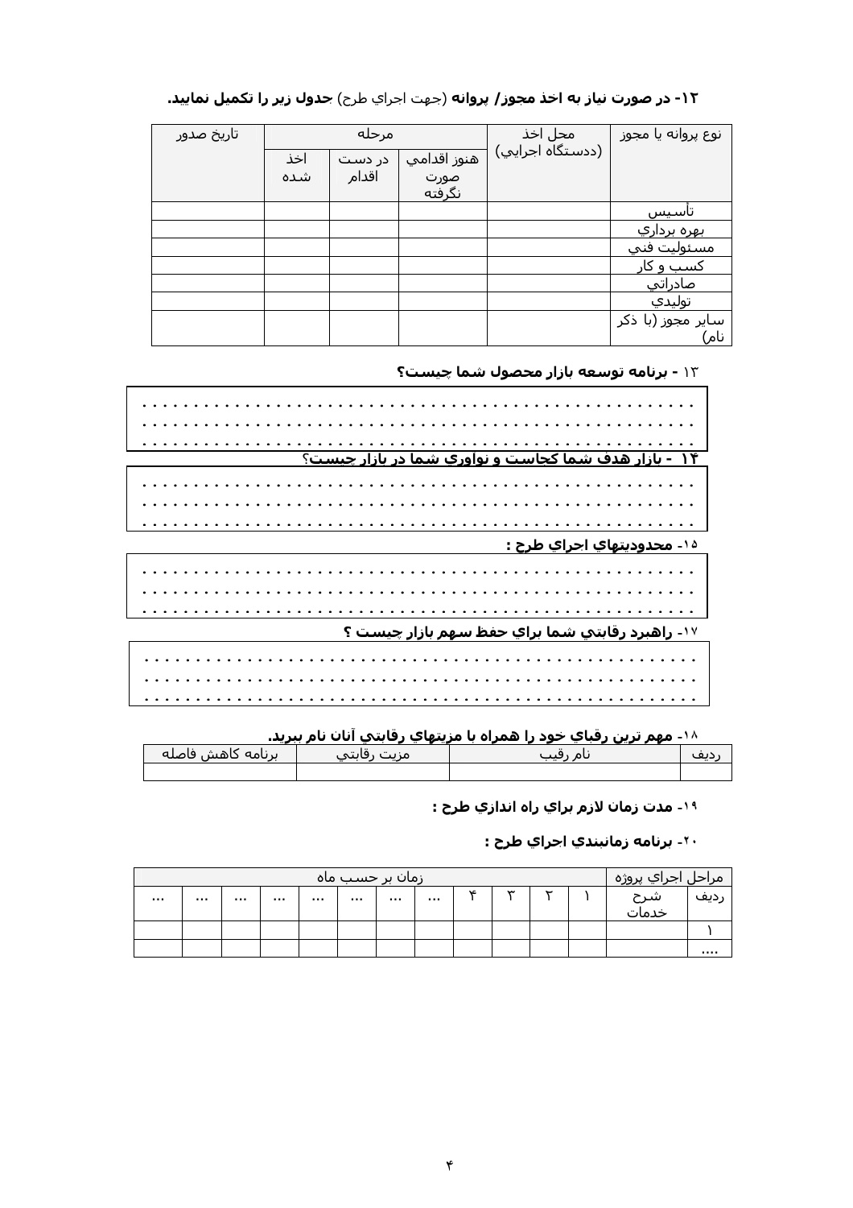**۱۲- در صورت نیاز به اخذ مجوز/ پروانه** (جهت اجراي طرح) **جدول زیر را تکمیل نمایید.**

| نوع پروانه یا مجوز | محل اخذ (ددستگاه اجرایي) | مرحله | | | تاریخ صدور |
|---|---|---|---|---|---|
| | | هنوز اقدامي صورت نگرفته | در دست اقدام | اخذ شده | |
| تأسیس | | | | | |
| بهره برداري | | | | | |
| مسئولیت فني | | | | | |
| کسب و کار | | | | | |
| صادراتي | | | | | |
| تولیدي | | | | | |
| سایر مجوز (با ذکر نام) | | | | | |

**۱۳ - برنامه توسعه بازار محصول شما چیست؟**

.......................................................
.......................................................
.......................................................

**۱۴ - بازار هدف شما کجاست و نوآوري شما در بازار چیست؟**

.......................................................
.......................................................
.......................................................

**۱۵- محدودیتهاي اجراي طرح :**

.......................................................
.......................................................
.......................................................

**۱۷- راهبرد رقابتي شما براي حفظ سهم بازار چیست ؟**

.......................................................
.......................................................
.......................................................

**۱۸- مهم ترین رقباي خود را همراه با مزیتهاي رقابتي آنان نام ببرید.**

| ردیف | نام رقیب | مزیت رقابتي | برنامه کاهش فاصله |
|---|---|---|---|
| | | | |

**۱۹- مدت زمان لازم براي راه اندازي طرح :**

**۲۰- برنامه زمانبندي اجراي طرح :**

| مراحل اجراي پروژه | | زمان بر حسب ماه | | | | | | | | | | | |
|---|---|---|---|---|---|---|---|---|---|---|---|---|---|
| ردیف | شرح خدمات | ۱ | ۲ | ۳ | ۴ | ... | ... | ... | ... | ... | ... | ... | ... |
| ۱ | | | | | | | | | | | | | |
| .... | | | | | | | | | | | | | |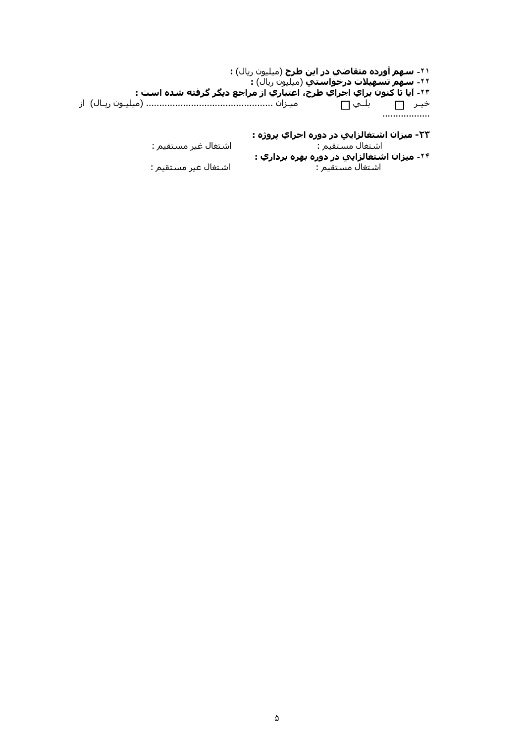۲۱- **سهم آورده متقاضي در اين طرح** (ميليون ريال) **:**

۲۲- **سهم تسهيلات درخواستي** (ميليون ريال) **:**

۲۳- **آيا تا كنون براي اجراي طرح، اعتباري از مراجع ديگر گرفته شده است :**

خيـر ☐ بلـي ☐ ميـزان ............................................... (ميليـون ريـال) از .................

**۲۳- ميزان اشتغالزايي در دوره اجراي پروژه :**

اشتغال مستقيم : اشتغال غير مستقيم :

۲۴- **ميزان اشتغالزايي در دوره بهره برداري :**

اشتغال مستقيم : اشتغال غير مستقيم :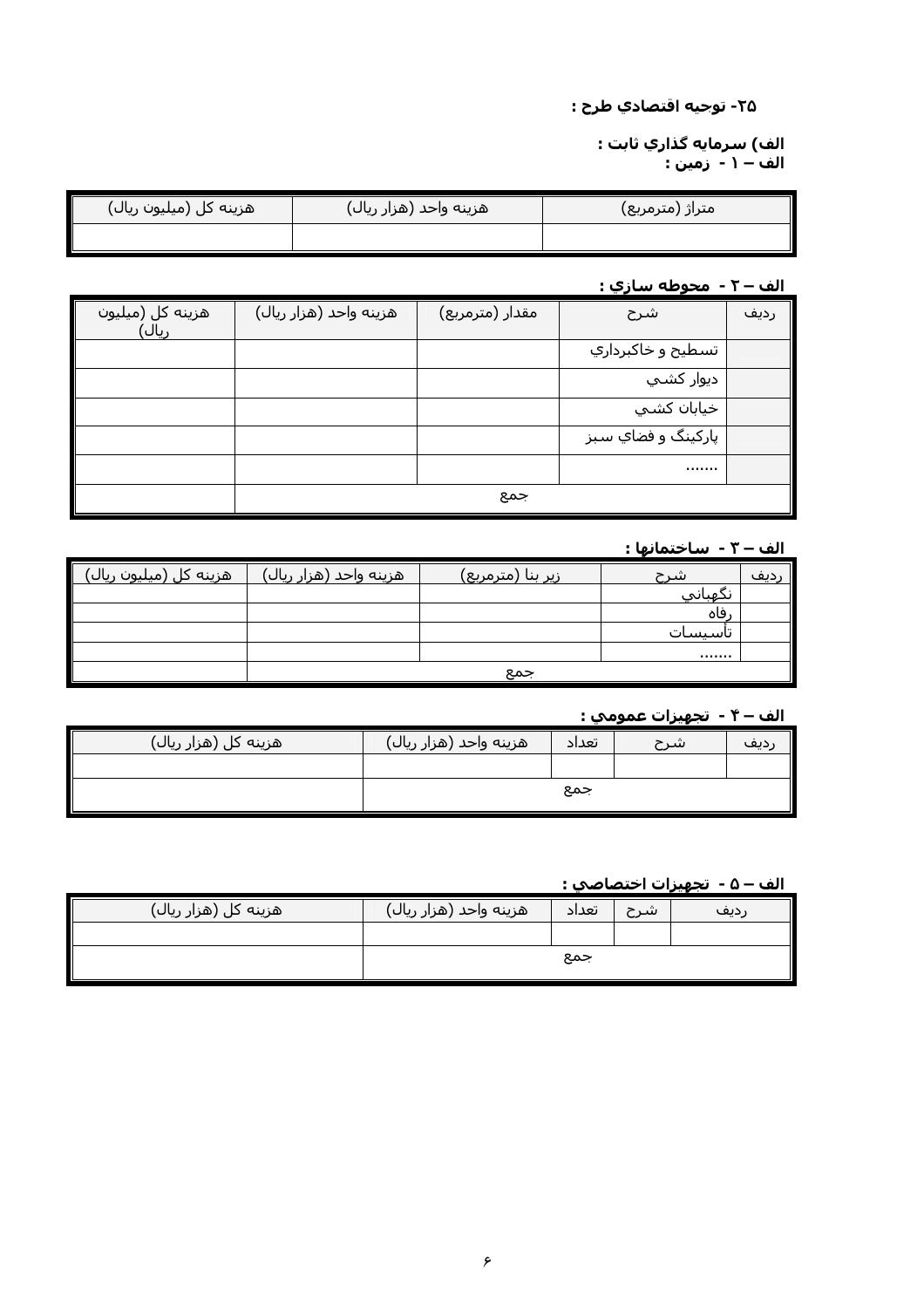**۲۵- توجیه اقتصادي طرح :**

**الف) سرمایه گذاري ثابت :**
**الف – ۱ - زمین :**

| متراژ (مترمربع) | هزینه واحد (هزار ریال) | هزینه کل (میلیون ریال) |
|---|---|---|
| | | |

**الف – ۲ - محوطه سازي :**

| ردیف | شرح | مقدار (مترمربع) | هزینه واحد (هزار ریال) | هزینه کل (میلیون ریال) |
|---|---|---|---|---|
| | تسطیح و خاکبرداري | | | |
| | دیوار کشي | | | |
| | خیابان کشي | | | |
| | پارکینگ و فضاي سبز | | | |
| | ....... | | | |
| | جمع | | | |

**الف – ۳ - ساختمانها :**

| ردیف | شرح | زیر بنا (مترمربع) | هزینه واحد (هزار ریال) | هزینه کل (میلیون ریال) |
|---|---|---|---|---|
| | نگهباني | | | |
| | رفاه | | | |
| | تأسیسات | | | |
| | ....... | | | |
| | جمع | | | |

**الف – ۴ - تجهیزات عمومي :**

| ردیف | شرح | تعداد | هزینه واحد (هزار ریال) | هزینه کل (هزار ریال) |
|---|---|---|---|---|
| | | | | |
| | جمع | | | |

**الف – ۵ - تجهیزات اختصاصي :**

| ردیف | شرح | تعداد | هزینه واحد (هزار ریال) | هزینه کل (هزار ریال) |
|---|---|---|---|---|
| | | | | |
| | جمع | | | |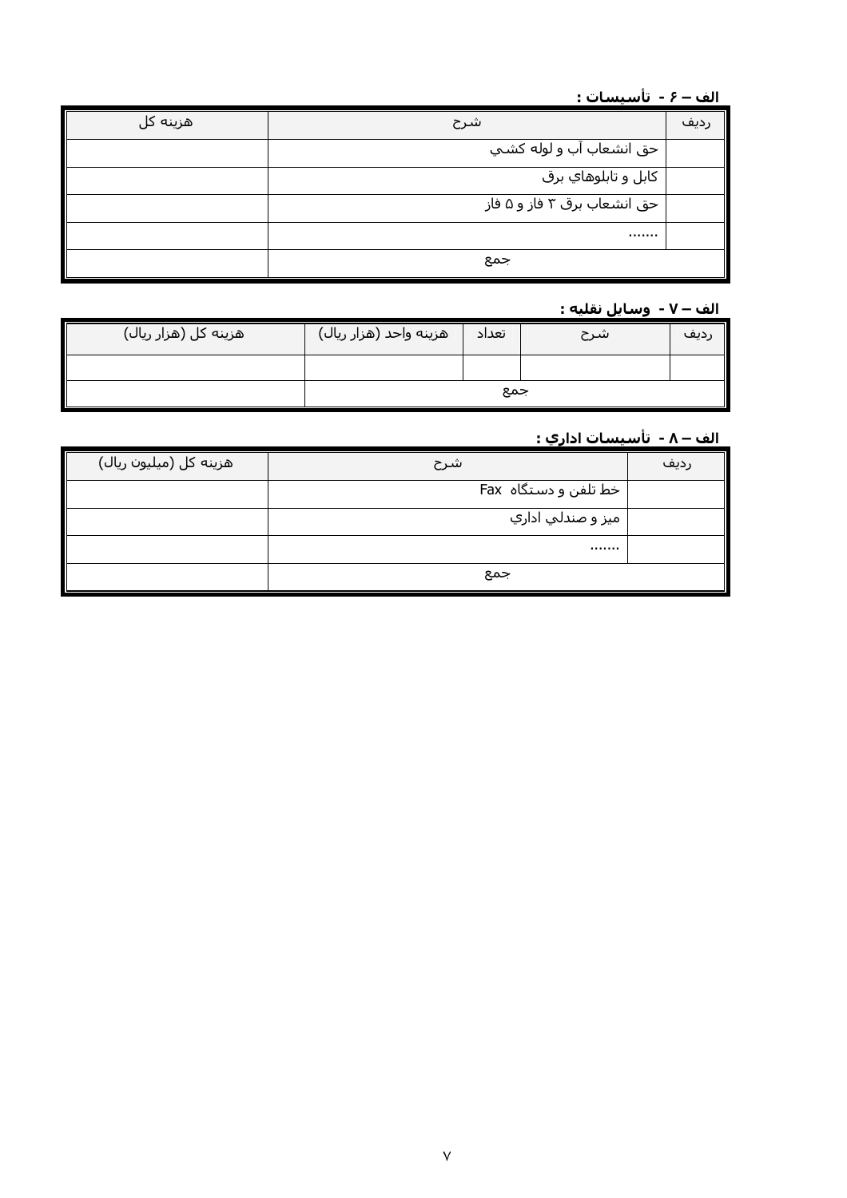**الف – ۶ - تأسيسات :**

| رديف | شرح | هزينه كل |
|---|---|---|
| | حق انشعاب آب و لوله كشي | |
| | كابل و تابلوهاي برق | |
| | حق انشعاب برق ۳ فاز و ۵ فاز | |
| | ....... | |
| جمع | | |

**الف – ۷ - وسايل نقليه :**

| رديف | شرح | تعداد | هزينه واحد (هزار ريال) | هزينه كل (هزار ريال) |
|---|---|---|---|---|
| | | | | |
| جمع | | | | |

**الف – ۸ - تأسيسات اداري :**

| رديف | شرح | هزينه كل (ميليون ريال) |
|---|---|---|
| | خط تلفن و دستگاه Fax | |
| | ميز و صندلي اداري | |
| | ....... | |
| جمع | | |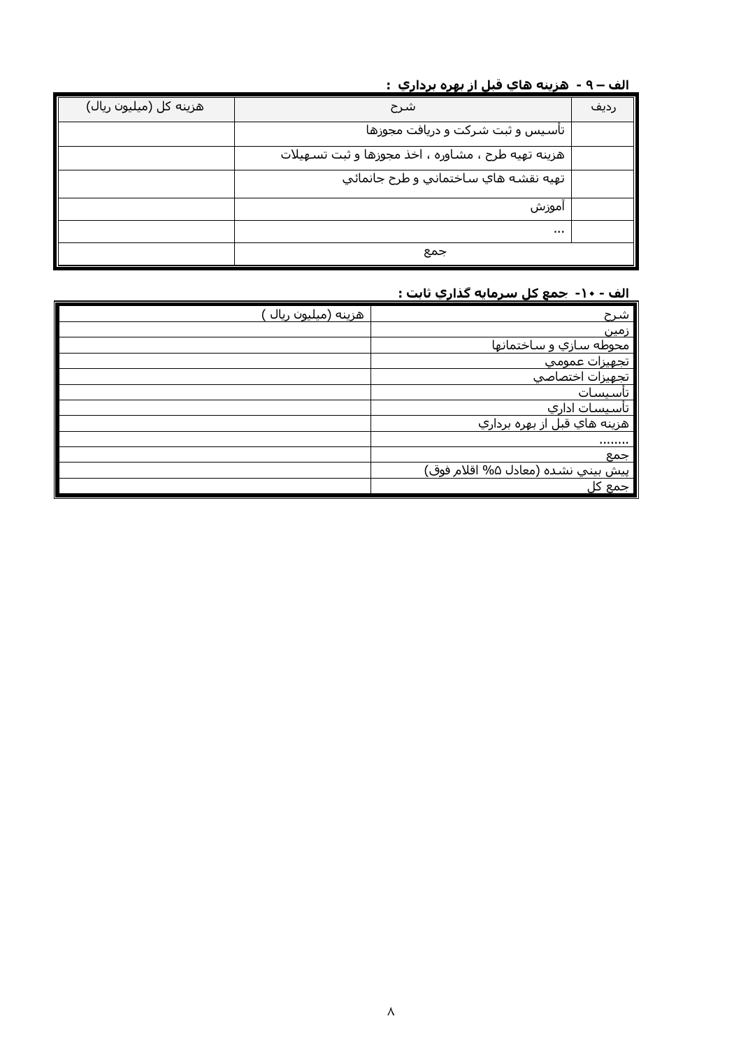**الف – ۹ - هزينه هاي قبل از بهره برداري :**

| رديف | شرح | هزينه كل (ميليون ريال) |
| --- | --- | --- |
| | تأسيس و ثبت شركت و دريافت مجوزها | |
| | هزينه تهيه طرح ، مشاوره ، اخذ مجوزها و ثبت تسهيلات | |
| | تهيه نقشه هاي ساختماني و طرح جانمائي | |
| | آموزش | |
| | ... | |
| | جمع | |

**الف - ۱۰- جمع كل سرمايه گذاري ثابت :**

| شرح | هزينه (ميليون ريال ) |
| --- | --- |
| زمين | |
| محوطه سازي و ساختمانها | |
| تجهيزات عمومي | |
| تجهيزات اختصاصي | |
| تأسيسات | |
| تأسيسات اداري | |
| هزينه هاي قبل از بهره برداري | |
| ........ | |
| جمع | |
| پيش بيني نشده (معادل ۵% اقلام فوق) | |
| جمع كل | |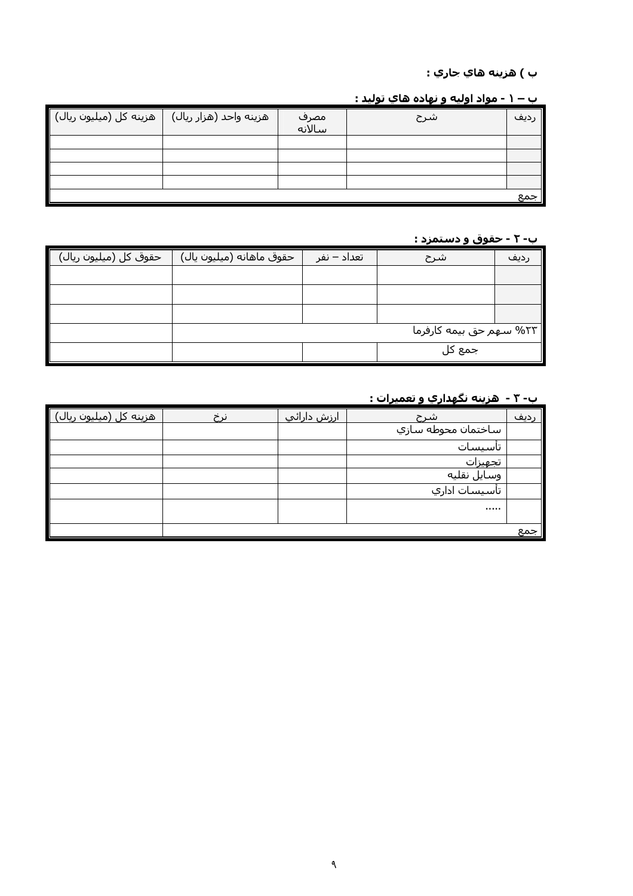**ب ) هزينه هاي جاري :**

**ب – ۱ - مواد اوليه و نهاده هاي توليد :**

| رديف | شرح | مصرف سالانه | هزينه واحد (هزار ريال) | هزينه كل (ميليون ريال) |
|---|---|---|---|---|
| | | | | |
| | | | | |
| | | | | |
| | | | | |
| جمع | | | | |

**ب- ۲ - حقوق و دستمزد :**

| رديف | شرح | تعداد – نفر | حقوق ماهانه (ميليون يال) | حقوق كل (ميليون ريال) |
|---|---|---|---|---|
| | | | | |
| | | | | |
| | | | | |
| ۲۳% سهم حق بيمه كارفرما | | | | |
| جمع كل | | | | |

**ب- ۳ - هزينه نگهداري و تعميرات :**

| رديف | شرح | ارزش دارائي | نرخ | هزينه كل (ميليون ريال) |
|---|---|---|---|---|
| | ساختمان محوطه سازي | | | |
| | تأسيسات | | | |
| | تجهيزات | | | |
| | وسايل نقليه | | | |
| | تأسيسات اداري | | | |
| | ..... | | | |
| جمع | | | | |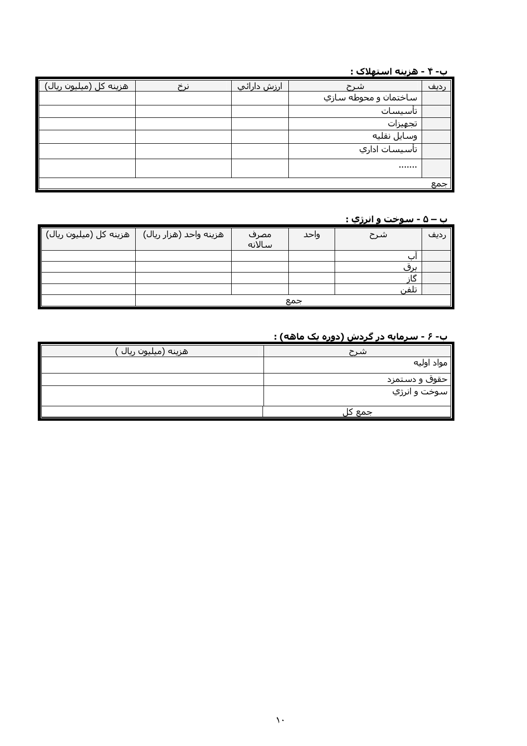**ب- ۴ - هزينه استهلاک :**

| رديف | شرح | ارزش دارائي | نرخ | هزينه کل (ميليون ريال) |
|---|---|---|---|---|
| | ساختمان و محوطه سازي | | | |
| | تأسيسات | | | |
| | تجهيزات | | | |
| | وسايل نقليه | | | |
| | تأسيسات اداري | | | |
| | ....... | | | |
| جمع | | | | |

**ب – ۵ - سوخت و انرژي :**

| رديف | شرح | واحد | مصرف سالانه | هزينه واحد (هزار ريال) | هزينه کل (ميليون ريال) |
|---|---|---|---|---|---|
| | آب | | | | |
| | برق | | | | |
| | گاز | | | | |
| | تلفن | | | | |
| جمع | | | | | |

**ب- ۶ - سرمايه در گردش (دوره يک ماهه) :**

| شرح | هزينه (ميليون ريال ) |
|---|---|
| مواد اوليه | |
| حقوق و دستمزد | |
| سوخت و انرژي | |
| جمع کل | |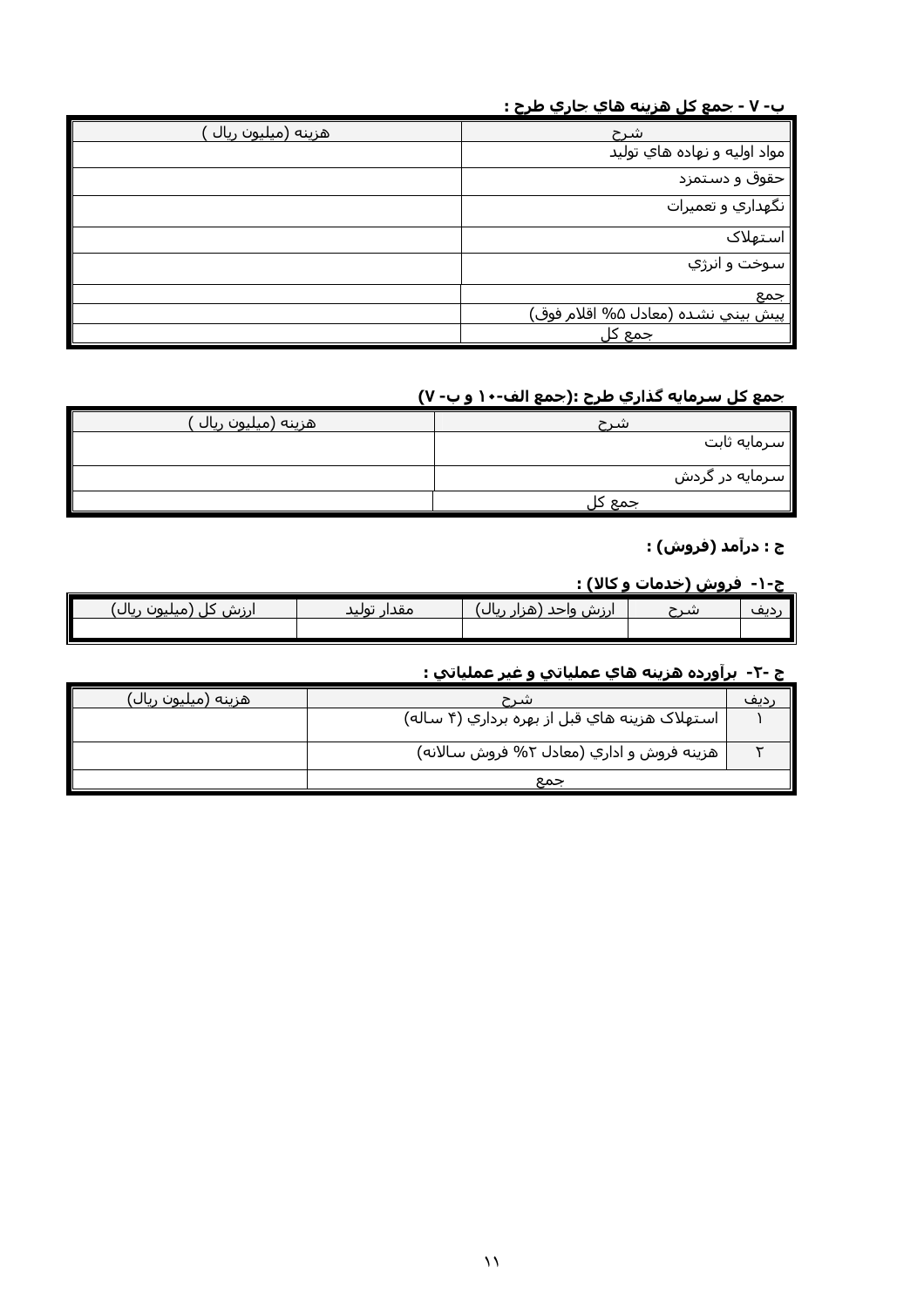**ب- ۷ - جمع كل هزينه هاي جاري طرح :**

| شرح | هزينه (ميليون ريال ) |
|---|---|
| مواد اوليه و نهاده هاي توليد | |
| حقوق و دستمزد | |
| نگهداري و تعميرات | |
| استهلاک | |
| سوخت و انرژي | |
| جمع | |
| پيش بيني نشده (معادل ۵% اقلام فوق) | |
| جمع كل | |

**جمع كل سرمايه گذاري طرح :(جمع الف-۱۰ و ب- ۷)**

| شرح | هزينه (ميليون ريال ) |
|---|---|
| سرمايه ثابت | |
| سرمايه در گردش | |
| جمع كل | |

**ج : درآمد (فروش) :**

**ج-۱- فروش (خدمات و كالا) :**

| رديف | شرح | ارزش واحد (هزار ريال) | مقدار توليد | ارزش كل (ميليون ريال) |
|---|---|---|---|---|
| | | | | |

**ج -۲- برآورده هزينه هاي عملياتي و غير عملياتي :**

| رديف | شرح | هزينه (ميليون ريال) |
|---|---|---|
| ۱ | استهلاک هزينه هاي قبل از بهره برداري (۴ ساله) | |
| ۲ | هزينه فروش و اداري (معادل ۲% فروش سالانه) | |
| | جمع | |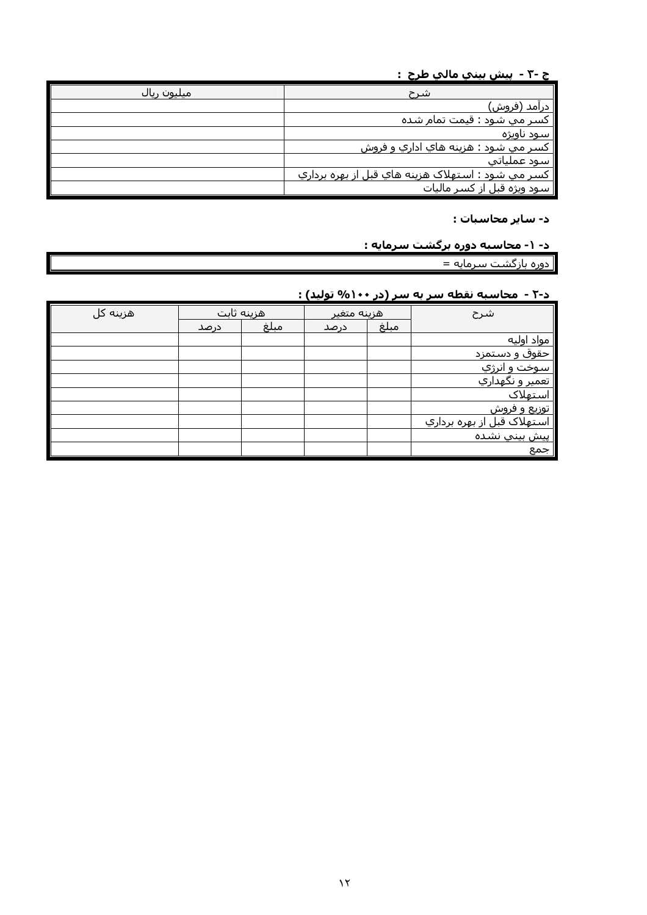### ج -۳ - پيش بيني مالي طرح :

| شرح | ميليون ريال |
|---|---|
| درآمد (فروش) | |
| کسر مي شود : قيمت تمام شده | |
| سود ناويژه | |
| کسر مي شود : هزينه هاي اداري و فروش | |
| سود عملياتي | |
| کسر مي شود : استهلاک هزينه هاي قبل از بهره برداري | |
| سود ويژه قبل از کسر ماليات | |

### د- ساير محاسبات :

### د- ۱- محاسبه دوره برگشت سرمايه :

| دوره بازگشت سرمايه = |
|---|

### د-۲ - محاسبه نقطه سر به سر (در ۱۰۰% توليد) :

| شرح | هزينه متغير | | هزينه ثابت | | هزينه کل |
|---|---|---|---|---|---|
| | مبلغ | درصد | مبلغ | درصد | |
| مواد اوليه | | | | | |
| حقوق و دستمزد | | | | | |
| سوخت و انرژي | | | | | |
| تعمير و نگهداري | | | | | |
| استهلاک | | | | | |
| توزيع و فروش | | | | | |
| استهلاک قبل از بهره برداري | | | | | |
| پيش بيني نشده | | | | | |
| جمع | | | | | |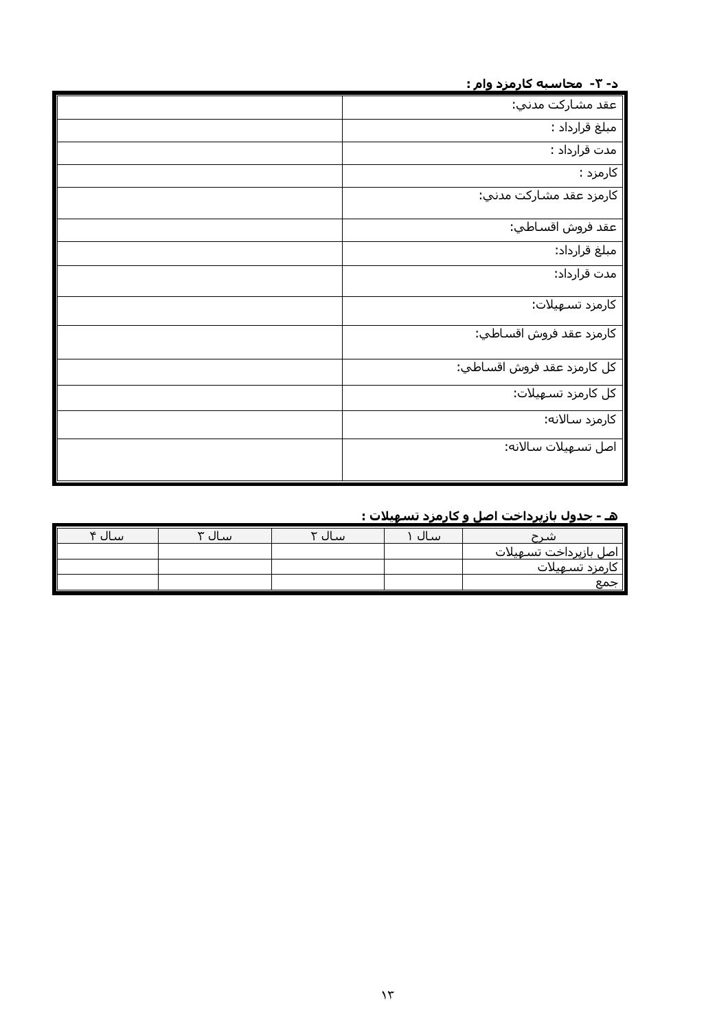**د- ۳- محاسبه کارمزد وام :**

| | |
|---|---|
| عقد مشاركت مدني: | |
| مبلغ قرارداد : | |
| مدت قرارداد : | |
| كارمزد : | |
| كارمزد عقد مشاركت مدني: | |
| عقد فروش اقساطي: | |
| مبلغ قرارداد: | |
| مدت قرارداد: | |
| كارمزد تسهيلات: | |
| كارمزد عقد فروش اقساطي: | |
| كل كارمزد عقد فروش اقساطي: | |
| كل كارمزد تسهيلات: | |
| كارمزد سالانه: | |
| اصل تسهيلات سالانه: | |

**هـ - جدول بازپرداخت اصل و كارمزد تسهيلات :**

| شرح | سال ۱ | سال ۲ | سال ۳ | سال ۴ |
|---|---|---|---|---|
| اصل بازپرداخت تسهيلات | | | | |
| كارمزد تسهيلات | | | | |
| جمع | | | | |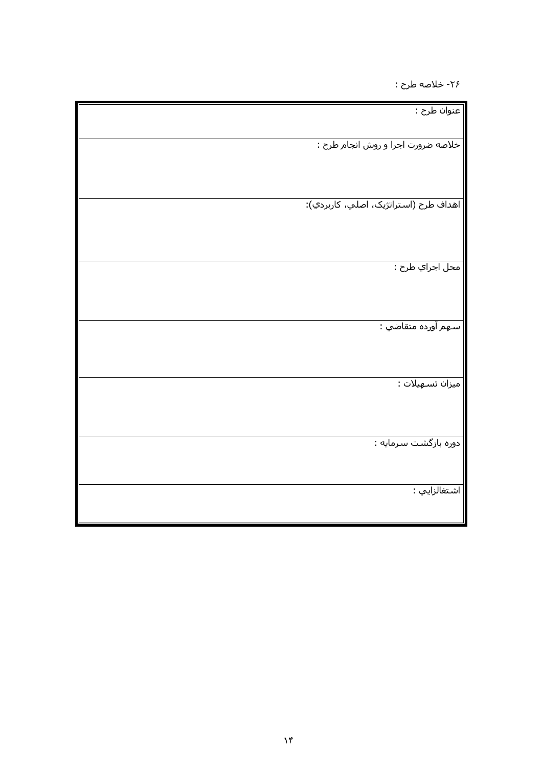۲۶- خلاصه طرح :

| عنوان طرح : |
| --- |
| خلاصه ضرورت اجرا و روش انجام طرح : |
| اهداف طرح (استراتژيک، اصلي، کاربردي): |
| محل اجراي طرح : |
| سهم آورده متقاضي : |
| ميزان تسهيلات : |
| دوره بازگشت سرمايه : |
| اشتغالزايي : |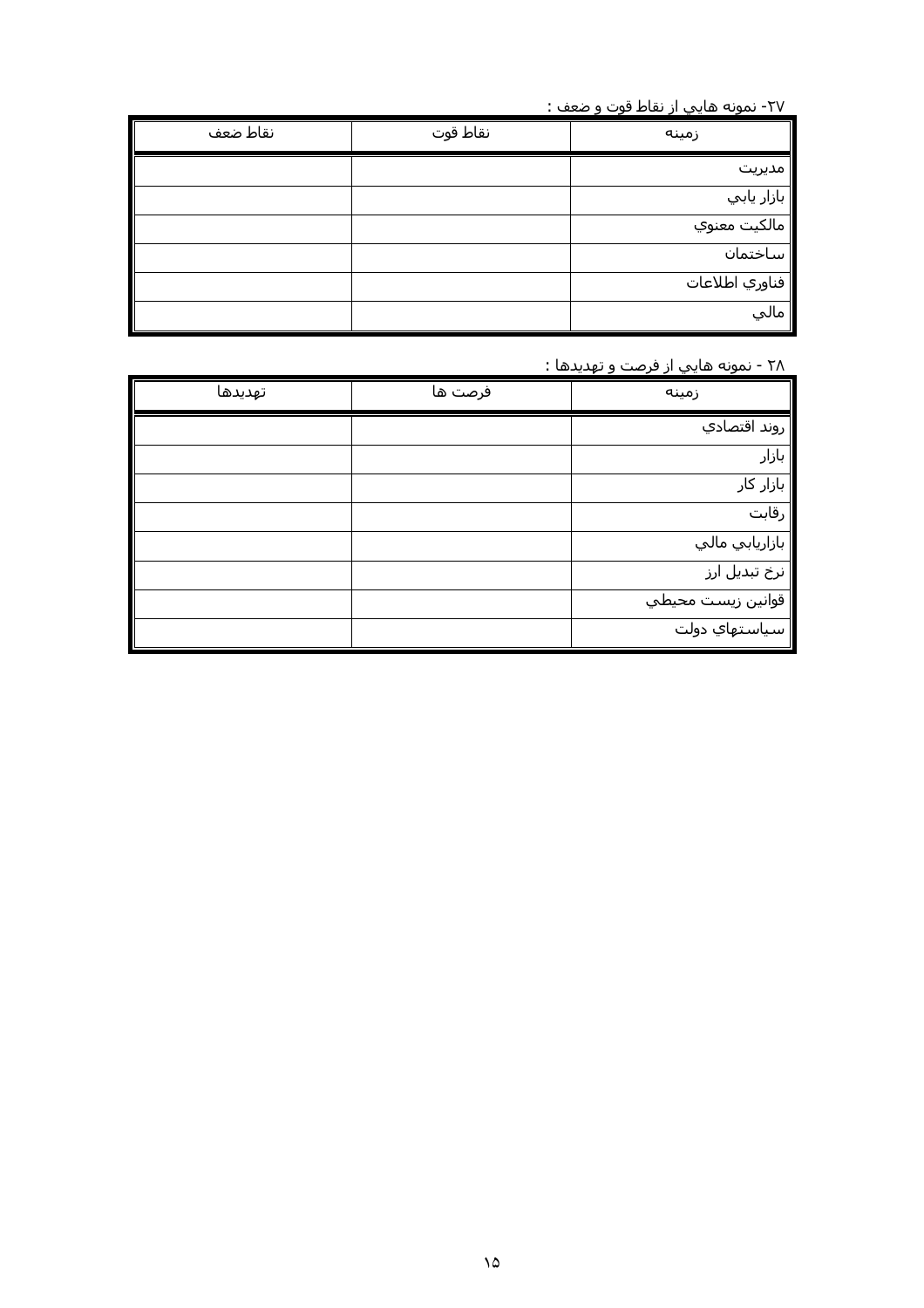۲۷- نمونه هايي از نقاط قوت و ضعف :

| زمينه | نقاط قوت | نقاط ضعف |
|---|---|---|
| مديريت | | |
| بازار يابي | | |
| مالكيت معنوي | | |
| ساختمان | | |
| فناوري اطلاعات | | |
| مالي | | |

۲۸ - نمونه هايي از فرصت و تهديدها :

| زمينه | فرصت ها | تهديدها |
|---|---|---|
| روند اقتصادي | | |
| بازار | | |
| بازار كار | | |
| رقابت | | |
| بازاريابي مالي | | |
| نرخ تبديل ارز | | |
| قوانين زيست محيطي | | |
| سياستهاي دولت | | |